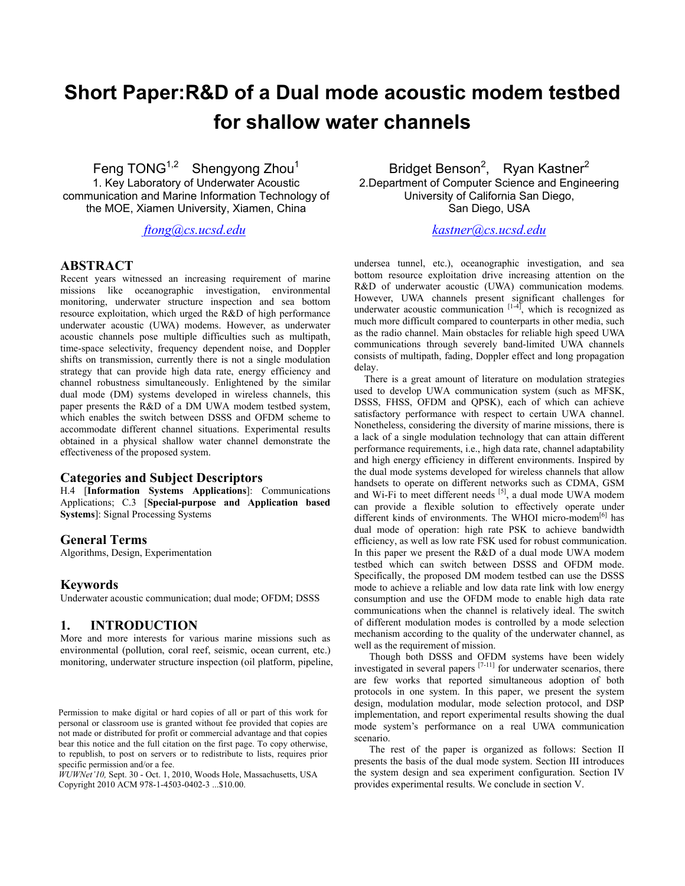# Short Paper:R&D of a Dual mode acoustic modem testbed for shallow water channels

Feng TONG[1,2] Shengyong Zhou[1]

1. Key Laboratory of Underwater Acoustic communication and Marine Information Technology of the MOE, Xiamen University, Xiamen, China

*ftong@cs.ucsd.edu*

Bridget Benson[2], Ryan Kastner[2]

2.Department of Computer Science and Engineering University of California San Diego, San Diego, USA

*kastner@cs.ucsd.edu*

## ABSTRACT

Recent years witnessed an increasing requirement of marine missions like oceanographic investigation, environmental monitoring, underwater structure inspection and sea bottom resource exploitation, which urged the R&D of high performance underwater acoustic (UWA) modems. However, as underwater acoustic channels pose multiple difficulties such as multipath, time-space selectivity, frequency dependent noise, and Doppler shifts on transmission, currently there is not a single modulation strategy that can provide high data rate, energy efficiency and channel robustness simultaneously. Enlightened by the similar dual mode (DM) systems developed in wireless channels, this paper presents the R&D of a DM UWA modem testbed system, which enables the switch between DSSS and OFDM scheme to accommodate different channel situations. Experimental results obtained in a physical shallow water channel demonstrate the effectiveness of the proposed system.

## Categories and Subject Descriptors

H.4 [**Information Systems Applications**]: Communications Applications; C.3 [**Special-purpose and Application based Systems**]: Signal Processing Systems

## General Terms

Algorithms, Design, Experimentation

## Keywords

Underwater acoustic communication; dual mode; OFDM; DSSS

## 1. INTRODUCTION

More and more interests for various marine missions such as environmental (pollution, coral reef, seismic, ocean current, etc.) monitoring, underwater structure inspection (oil platform, pipeline, undersea tunnel, etc.), oceanographic investigation, and sea bottom resource exploitation drive increasing attention on the R&D of underwater acoustic (UWA) communication modems. However, UWA channels present significant challenges for underwater acoustic communication [1-4], which is recognized as much more difficult compared to counterparts in other media, such as the radio channel. Main obstacles for reliable high speed UWA communications through severely band-limited UWA channels consists of multipath, fading, Doppler effect and long propagation delay.

There is a great amount of literature on modulation strategies used to develop UWA communication system (such as MFSK, DSSS, FHSS, OFDM and QPSK), each of which can achieve satisfactory performance with respect to certain UWA channel. Nonetheless, considering the diversity of marine missions, there is a lack of a single modulation technology that can attain different performance requirements, i.e., high data rate, channel adaptability and high energy efficiency in different environments. Inspired by the dual mode systems developed for wireless channels that allow handsets to operate on different networks such as CDMA, GSM and Wi-Fi to meet different needs [5], a dual mode UWA modem can provide a flexible solution to effectively operate under different kinds of environments. The WHOI micro-modem[6] has dual mode of operation: high rate PSK to achieve bandwidth efficiency, as well as low rate FSK used for robust communication. In this paper we present the R&D of a dual mode UWA modem testbed which can switch between DSSS and OFDM mode. Specifically, the proposed DM modem testbed can use the DSSS mode to achieve a reliable and low data rate link with low energy consumption and use the OFDM mode to enable high data rate communications when the channel is relatively ideal. The switch of different modulation modes is controlled by a mode selection mechanism according to the quality of the underwater channel, as well as the requirement of mission.

Though both DSSS and OFDM systems have been widely investigated in several papers [7-11] for underwater scenarios, there are few works that reported simultaneous adoption of both protocols in one system. In this paper, we present the system design, modulation modular, mode selection protocol, and DSP implementation, and report experimental results showing the dual mode system's performance on a real UWA communication scenario.

The rest of the paper is organized as follows: Section II presents the basis of the dual mode system. Section III introduces the system design and sea experiment configuration. Section IV provides experimental results. We conclude in section V.

Permission to make digital or hard copies of all or part of this work for personal or classroom use is granted without fee provided that copies are not made or distributed for profit or commercial advantage and that copies bear this notice and the full citation on the first page. To copy otherwise, to republish, to post on servers or to redistribute to lists, requires prior specific permission and/or a fee.
*WUWNet'10,* Sept. 30 - Oct. 1, 2010, Woods Hole, Massachusetts, USA
Copyright 2010 ACM 978-1-4503-0402-3 ...$10.00.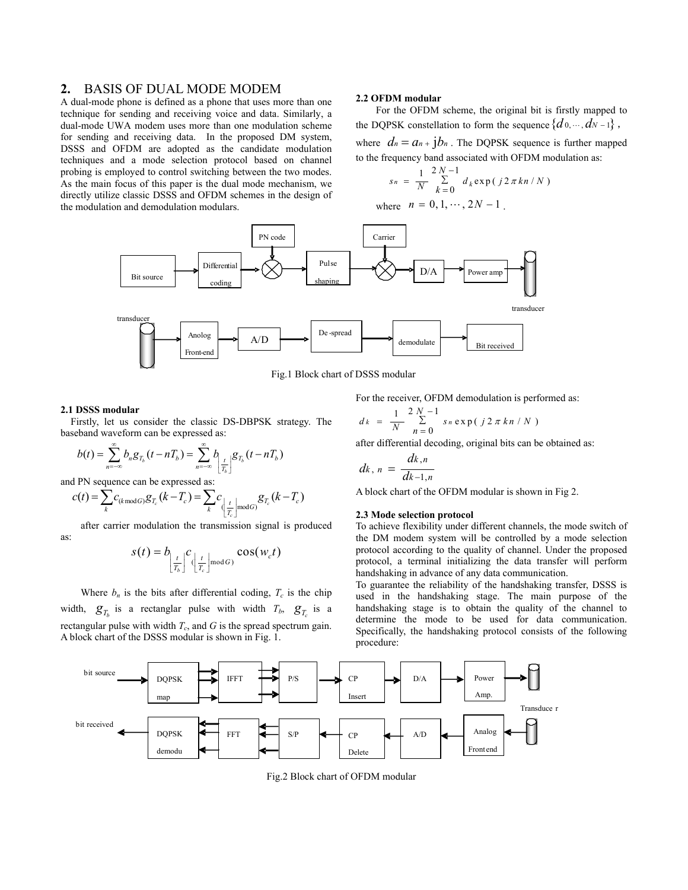## 2. BASIS OF DUAL MODE MODEM

A dual-mode phone is defined as a phone that uses more than one technique for sending and receiving voice and data. Similarly, a dual-mode UWA modem uses more than one modulation scheme for sending and receiving data. In the proposed DM system, DSSS and OFDM are adopted as the candidate modulation techniques and a mode selection protocol based on channel probing is employed to control switching between the two modes. As the main focus of this paper is the dual mode mechanism, we directly utilize classic DSSS and OFDM schemes in the design of the modulation and demodulation modulars.

Fig.1 Block chart of DSSS modular

### 2.1 DSSS modular

Firstly, let us consider the classic DS-DBPSK strategy. The baseband waveform can be expressed as:

$$b(t) = \sum_{n=-\infty}^{\infty} b_n g_{T_b}(t - nT_b) = \sum_{n=-\infty}^{\infty} b_{\left\lfloor \frac{t}{T_b} \right\rfloor} g_{T_b}(t - nT_b)$$

and PN sequence can be expressed as:

$$c(t) = \sum_k c_{(k \bmod G)} g_{T_c}(k - T_c) = \sum_k c_{\left(\left\lfloor \frac{t}{T_c} \right\rfloor \bmod G\right)} g_{T_c}(k - T_c)$$

after carrier modulation the transmission signal is produced as:

$$s(t) = b_{\left\lfloor \frac{t}{T_b} \right\rfloor} c_{\left(\left\lfloor \frac{t}{T_c} \right\rfloor \bmod G\right)} \cos(w_c t)$$

Where $b_n$ is the bits after differential coding, $T_c$ is the chip width, $g_{T_b}$ is a rectanglar pulse with width $T_b$, $g_{T_c}$ is a rectangular pulse with width $T_c$, and $G$ is the spread spectrum gain. A block chart of the DSSS modular is shown in Fig. 1.

### 2.2 OFDM modular

For the OFDM scheme, the original bit is firstly mapped to the DQPSK constellation to form the sequence $\{d_0, \cdots, d_{N-1}\}$, where $d_n = a_n + jb_n$. The DQPSK sequence is further mapped to the frequency band associated with OFDM modulation as:

$$s_n = \frac{1}{N} \sum_{k=0}^{2N-1} d_k \exp(j 2\pi kn / N)$$

where $n = 0, 1, \cdots, 2N-1$.

For the receiver, OFDM demodulation is performed as:

$$d_k = \frac{1}{N} \sum_{n=0}^{2N-1} s_n \exp(j 2\pi kn / N)$$

after differential decoding, original bits can be obtained as:

$$d_{k,n} = \frac{d_{k,n}}{d_{k-1,n}}$$

A block chart of the OFDM modular is shown in Fig 2.

### 2.3 Mode selection protocol

To achieve flexibility under different channels, the mode switch of the DM modem system will be controlled by a mode selection protocol according to the quality of channel. Under the proposed protocol, a terminal initializing the data transfer will perform handshaking in advance of any data communication.

To guarantee the reliability of the handshaking transfer, DSSS is used in the handshaking stage. The main purpose of the handshaking stage is to obtain the quality of the channel to determine the mode to be used for data communication. Specifically, the handshaking protocol consists of the following procedure:

Fig.2 Block chart of OFDM modular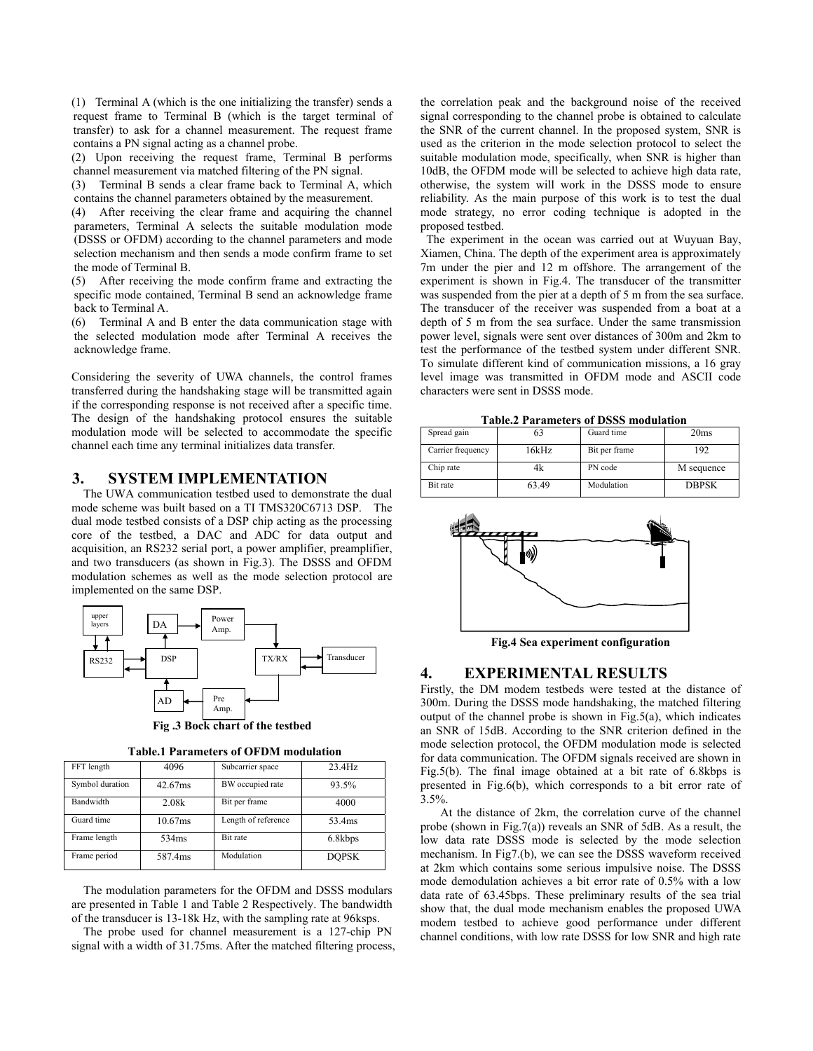(1) Terminal A (which is the one initializing the transfer) sends a request frame to Terminal B (which is the target terminal of transfer) to ask for a channel measurement. The request frame contains a PN signal acting as a channel probe.

(2) Upon receiving the request frame, Terminal B performs channel measurement via matched filtering of the PN signal.

(3) Terminal B sends a clear frame back to Terminal A, which contains the channel parameters obtained by the measurement.

(4) After receiving the clear frame and acquiring the channel parameters, Terminal A selects the suitable modulation mode (DSSS or OFDM) according to the channel parameters and mode selection mechanism and then sends a mode confirm frame to set the mode of Terminal B.

(5) After receiving the mode confirm frame and extracting the specific mode contained, Terminal B send an acknowledge frame back to Terminal A.

(6) Terminal A and B enter the data communication stage with the selected modulation mode after Terminal A receives the acknowledge frame.

Considering the severity of UWA channels, the control frames transferred during the handshaking stage will be transmitted again if the corresponding response is not received after a specific time. The design of the handshaking protocol ensures the suitable modulation mode will be selected to accommodate the specific channel each time any terminal initializes data transfer.

## 3. SYSTEM IMPLEMENTATION

The UWA communication testbed used to demonstrate the dual mode scheme was built based on a TI TMS320C6713 DSP. The dual mode testbed consists of a DSP chip acting as the processing core of the testbed, a DAC and ADC for data output and acquisition, an RS232 serial port, a power amplifier, preamplifier, and two transducers (as shown in Fig.3). The DSSS and OFDM modulation schemes as well as the mode selection protocol are implemented on the same DSP.

**Fig .3 Bock chart of the testbed**

**Table.1 Parameters of OFDM modulation**

| FFT length | 4096 | Subcarrier space | 23.4Hz |
|---|---|---|---|
| Symbol duration | 42.67ms | BW occupied rate | 93.5% |
| Bandwidth | 2.08k | Bit per frame | 4000 |
| Guard time | 10.67ms | Length of reference | 53.4ms |
| Frame length | 534ms | Bit rate | 6.8kbps |
| Frame period | 587.4ms | Modulation | DQPSK |

The modulation parameters for the OFDM and DSSS modulars are presented in Table 1 and Table 2 Respectively. The bandwidth of the transducer is 13-18k Hz, with the sampling rate at 96ksps.

The probe used for channel measurement is a 127-chip PN signal with a width of 31.75ms. After the matched filtering process, the correlation peak and the background noise of the received signal corresponding to the channel probe is obtained to calculate the SNR of the current channel. In the proposed system, SNR is used as the criterion in the mode selection protocol to select the suitable modulation mode, specifically, when SNR is higher than 10dB, the OFDM mode will be selected to achieve high data rate, otherwise, the system will work in the DSSS mode to ensure reliability. As the main purpose of this work is to test the dual mode strategy, no error coding technique is adopted in the proposed testbed.

The experiment in the ocean was carried out at Wuyuan Bay, Xiamen, China. The depth of the experiment area is approximately 7m under the pier and 12 m offshore. The arrangement of the experiment is shown in Fig.4. The transducer of the transmitter was suspended from the pier at a depth of 5 m from the sea surface. The transducer of the receiver was suspended from a boat at a depth of 5 m from the sea surface. Under the same transmission power level, signals were sent over distances of 300m and 2km to test the performance of the testbed system under different SNR. To simulate different kind of communication missions, a 16 gray level image was transmitted in OFDM mode and ASCII code characters were sent in DSSS mode.

**Table.2 Parameters of DSSS modulation**

| Spread gain | 63 | Guard time | 20ms |
|---|---|---|---|
| Carrier frequency | 16kHz | Bit per frame | 192 |
| Chip rate | 4k | PN code | M sequence |
| Bit rate | 63.49 | Modulation | DBPSK |

**Fig.4 Sea experiment configuration**

## 4. EXPERIMENTAL RESULTS

Firstly, the DM modem testbeds were tested at the distance of 300m. During the DSSS mode handshaking, the matched filtering output of the channel probe is shown in Fig.5(a), which indicates an SNR of 15dB. According to the SNR criterion defined in the mode selection protocol, the OFDM modulation mode is selected for data communication. The OFDM signals received are shown in Fig.5(b). The final image obtained at a bit rate of 6.8kbps is presented in Fig.6(b), which corresponds to a bit error rate of 3.5%.

At the distance of 2km, the correlation curve of the channel probe (shown in Fig.7(a)) reveals an SNR of 5dB. As a result, the low data rate DSSS mode is selected by the mode selection mechanism. In Fig7.(b), we can see the DSSS waveform received at 2km which contains some serious impulsive noise. The DSSS mode demodulation achieves a bit error rate of 0.5% with a low data rate of 63.45bps. These preliminary results of the sea trial show that, the dual mode mechanism enables the proposed UWA modem testbed to achieve good performance under different channel conditions, with low rate DSSS for low SNR and high rate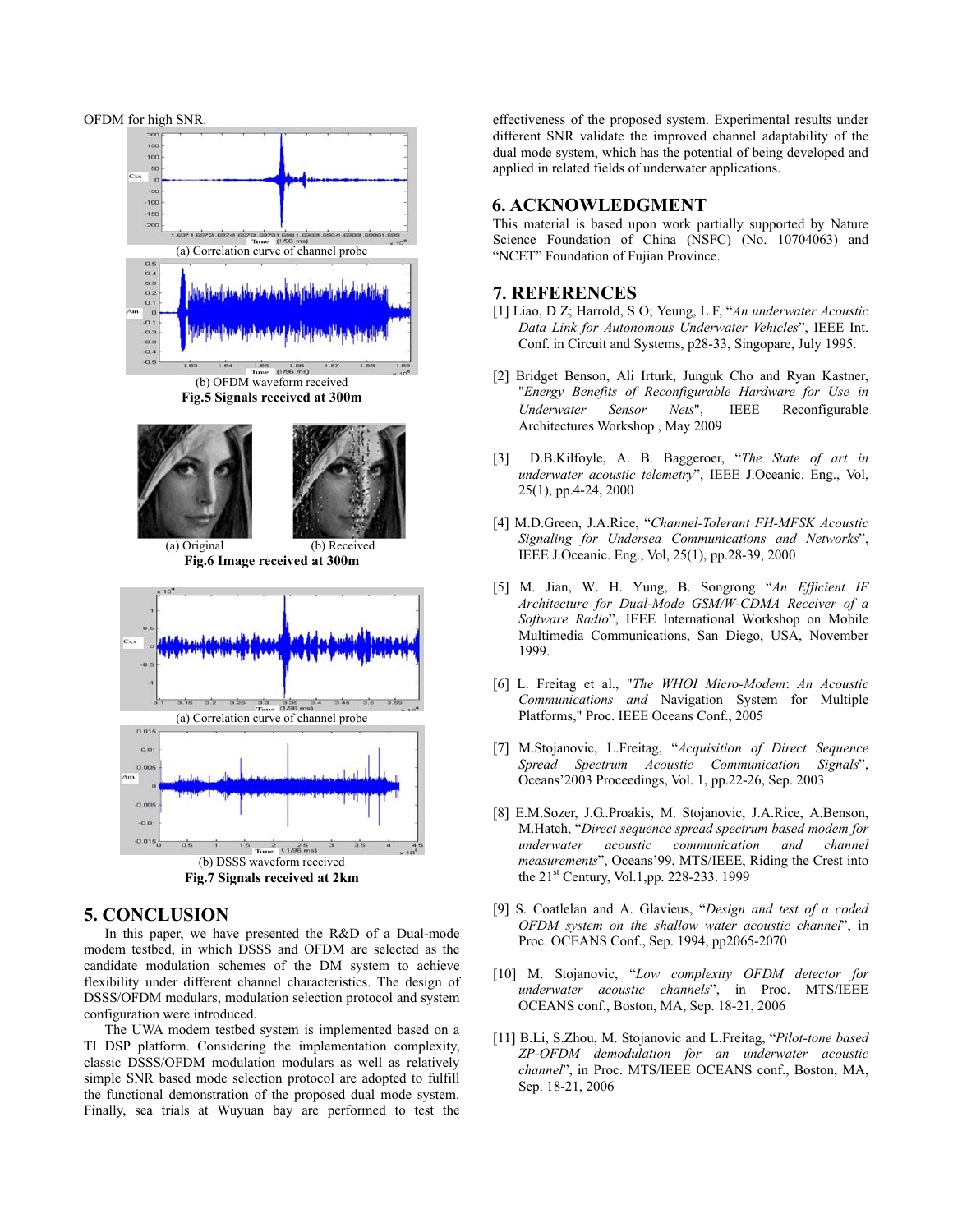OFDM for high SNR.

(a) Correlation curve of channel probe

(b) OFDM waveform received

**Fig.5 Signals received at 300m**

(a) Original (b) Received

**Fig.6 Image received at 300m**

(a) Correlation curve of channel probe

(b) DSSS waveform received

**Fig.7 Signals received at 2km**

## 5. CONCLUSION

In this paper, we have presented the R&D of a Dual-mode modem testbed, in which DSSS and OFDM are selected as the candidate modulation schemes of the DM system to achieve flexibility under different channel characteristics. The design of DSSS/OFDM modulars, modulation selection protocol and system configuration were introduced.

The UWA modem testbed system is implemented based on a TI DSP platform. Considering the implementation complexity, classic DSSS/OFDM modulation modulars as well as relatively simple SNR based mode selection protocol are adopted to fulfill the functional demonstration of the proposed dual mode system. Finally, sea trials at Wuyuan bay are performed to test the effectiveness of the proposed system. Experimental results under different SNR validate the improved channel adaptability of the dual mode system, which has the potential of being developed and applied in related fields of underwater applications.

## 6. ACKNOWLEDGMENT

This material is based upon work partially supported by Nature Science Foundation of China (NSFC) (No. 10704063) and "NCET" Foundation of Fujian Province.

## 7. REFERENCES

[1] Liao, D Z; Harrold, S O; Yeung, L F, "*An underwater Acoustic Data Link for Autonomous Underwater Vehicles*", IEEE Int. Conf. in Circuit and Systems, p28-33, Singopare, July 1995.

[2] Bridget Benson, Ali Irturk, Junguk Cho and Ryan Kastner, "*Energy Benefits of Reconfigurable Hardware for Use in Underwater Sensor Nets*", IEEE Reconfigurable Architectures Workshop , May 2009

[3] D.B.Kilfoyle, A. B. Baggeroer, "*The State of art in underwater acoustic telemetry*", IEEE J.Oceanic. Eng., Vol, 25(1), pp.4-24, 2000

[4] M.D.Green, J.A.Rice, "*Channel-Tolerant FH-MFSK Acoustic Signaling for Undersea Communications and Networks*", IEEE J.Oceanic. Eng., Vol, 25(1), pp.28-39, 2000

[5] M. Jian, W. H. Yung, B. Songrong "*An Efficient IF Architecture for Dual-Mode GSM/W-CDMA Receiver of a Software Radio*", IEEE International Workshop on Mobile Multimedia Communications, San Diego, USA, November 1999.

[6] L. Freitag et al., "*The WHOI Micro-Modem*: *An Acoustic Communications and* Navigation System for Multiple Platforms," Proc. IEEE Oceans Conf., 2005

[7] M.Stojanovic, L.Freitag, "*Acquisition of Direct Sequence Spread Spectrum Acoustic Communication Signals*", Oceans'2003 Proceedings, Vol. 1, pp.22-26, Sep. 2003

[8] E.M.Sozer, J.G.Proakis, M. Stojanovic, J.A.Rice, A.Benson, M.Hatch, "*Direct sequence spread spectrum based modem for underwater acoustic communication and channel measurements*", Oceans'99, MTS/IEEE, Riding the Crest into the 21st Century, Vol.1,pp. 228-233. 1999

[9] S. Coatlelan and A. Glavieus, "*Design and test of a coded OFDM system on the shallow water acoustic channel*", in Proc. OCEANS Conf., Sep. 1994, pp2065-2070

[10] M. Stojanovic, "*Low complexity OFDM detector for underwater acoustic channels*", in Proc. MTS/IEEE OCEANS conf., Boston, MA, Sep. 18-21, 2006

[11] B.Li, S.Zhou, M. Stojanovic and L.Freitag, "*Pilot-tone based ZP-OFDM demodulation for an underwater acoustic channel*", in Proc. MTS/IEEE OCEANS conf., Boston, MA, Sep. 18-21, 2006